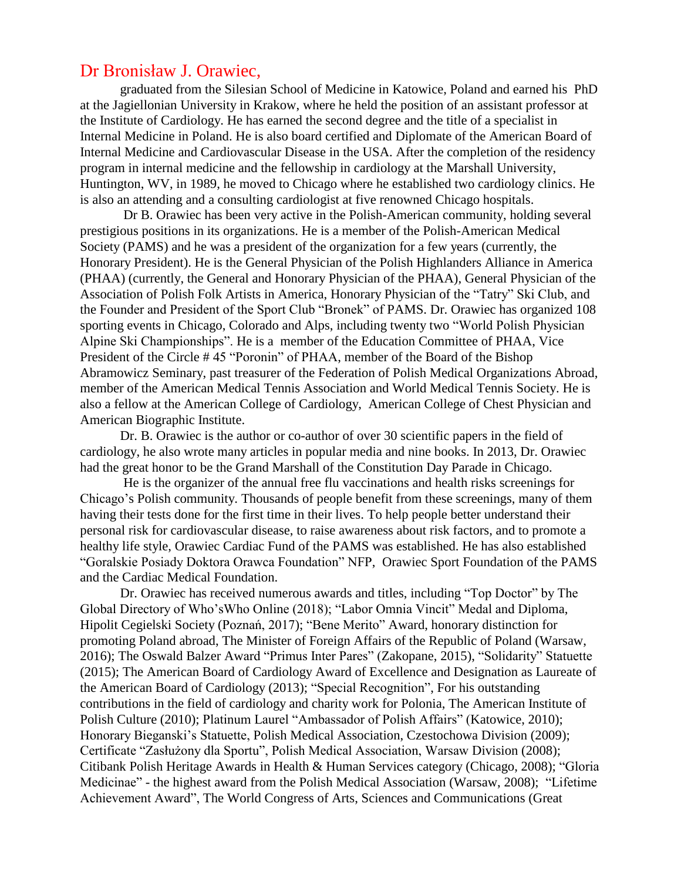# Dr Bronisław J. Orawiec,

graduated from the Silesian School of Medicine in Katowice, Poland and earned his PhD at the Jagiellonian University in Krakow, where he held the position of an assistant professor at the Institute of Cardiology. He has earned the second degree and the title of a specialist in Internal Medicine in Poland. He is also board certified and Diplomate of the American Board of Internal Medicine and Cardiovascular Disease in the USA. After the completion of the residency program in internal medicine and the fellowship in cardiology at the Marshall University, Huntington, WV, in 1989, he moved to Chicago where he established two cardiology clinics. He is also an attending and a consulting cardiologist at five renowned Chicago hospitals.

Dr B. Orawiec has been very active in the Polish-American community, holding several prestigious positions in its organizations. He is a member of the Polish-American Medical Society (PAMS) and he was a president of the organization for a few years (currently, the Honorary President). He is the General Physician of the Polish Highlanders Alliance in America (PHAA) (currently, the General and Honorary Physician of the PHAA), General Physician of the Association of Polish Folk Artists in America, Honorary Physician of the "Tatry" Ski Club, and the Founder and President of the Sport Club "Bronek" of PAMS. Dr. Orawiec has organized 108 sporting events in Chicago, Colorado and Alps, including twenty two "World Polish Physician Alpine Ski Championships". He is a member of the Education Committee of PHAA, Vice President of the Circle # 45 "Poronin" of PHAA, member of the Board of the Bishop Abramowicz Seminary, past treasurer of the Federation of Polish Medical Organizations Abroad, member of the American Medical Tennis Association and World Medical Tennis Society. He is also a fellow at the American College of Cardiology, American College of Chest Physician and American Biographic Institute.

Dr. B. Orawiec is the author or co-author of over 30 scientific papers in the field of cardiology, he also wrote many articles in popular media and nine books. In 2013, Dr. Orawiec had the great honor to be the Grand Marshall of the Constitution Day Parade in Chicago.

He is the organizer of the annual free flu vaccinations and health risks screenings for Chicago's Polish community. Thousands of people benefit from these screenings, many of them having their tests done for the first time in their lives. To help people better understand their personal risk for cardiovascular disease, to raise awareness about risk factors, and to promote a healthy life style, Orawiec Cardiac Fund of the PAMS was established. He has also established "Goralskie Posiady Doktora Orawca Foundation" NFP, Orawiec Sport Foundation of the PAMS and the Cardiac Medical Foundation.

Dr. Orawiec has received numerous awards and titles, including "Top Doctor" by The Global Directory of Who'sWho Online (2018); "Labor Omnia Vincit" Medal and Diploma, Hipolit Cegielski Society (Poznań, 2017); "Bene Merito" Award, honorary distinction for promoting Poland abroad, The Minister of Foreign Affairs of the Republic of Poland (Warsaw, 2016); The Oswald Balzer Award "Primus Inter Pares" (Zakopane, 2015), "Solidarity" Statuette (2015); The American Board of Cardiology Award of Excellence and Designation as Laureate of the American Board of Cardiology (2013); "Special Recognition", For his outstanding contributions in the field of cardiology and charity work for Polonia, The American Institute of Polish Culture (2010); Platinum Laurel "Ambassador of Polish Affairs" (Katowice, 2010); Honorary Bieganski's Statuette, Polish Medical Association, Czestochowa Division (2009); Certificate "Zasłużony dla Sportu", Polish Medical Association, Warsaw Division (2008); Citibank Polish Heritage Awards in Health & Human Services category (Chicago, 2008); "Gloria Medicinae" - the highest award from the Polish Medical Association (Warsaw, 2008); "Lifetime Achievement Award", The World Congress of Arts, Sciences and Communications (Great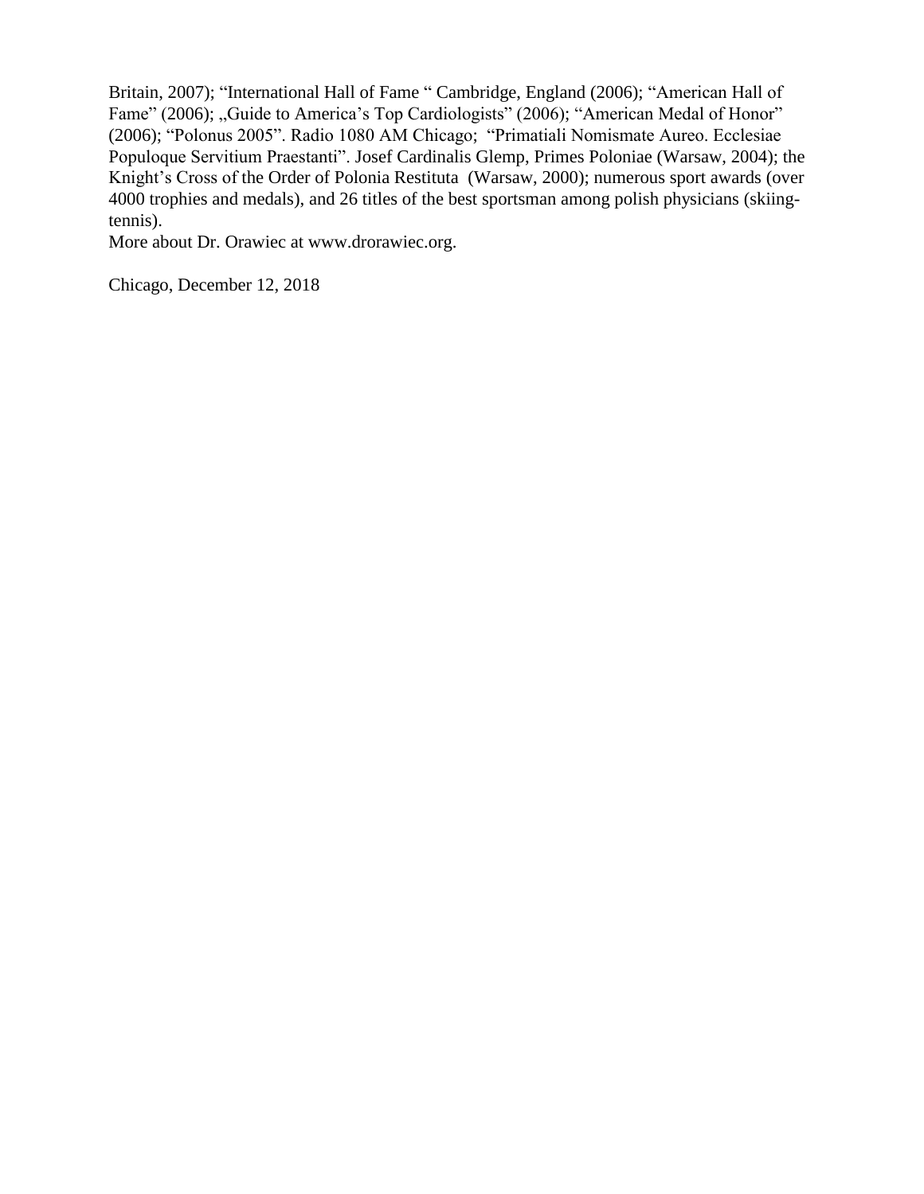Britain, 2007); “International Hall of Fame “ Cambridge, England (2006); “American Hall of Fame” (2006); „Guide to America’s Top Cardiologists” (2006); “American Medal of Honor” (2006); “Polonus 2005”. Radio 1080 AM Chicago; “Primatiali Nomismate Aureo. Ecclesiae Populoque Servitium Praestanti”. Josef Cardinalis Glemp, Primes Poloniae (Warsaw, 2004); the Knight’s Cross of the Order of Polonia Restituta (Warsaw, 2000); numerous sport awards (over 4000 trophies and medals), and 26 titles of the best sportsman among polish physicians (skiing-tennis).

More about Dr. Orawiec at www.drorawiec.org.

Chicago, December 12, 2018